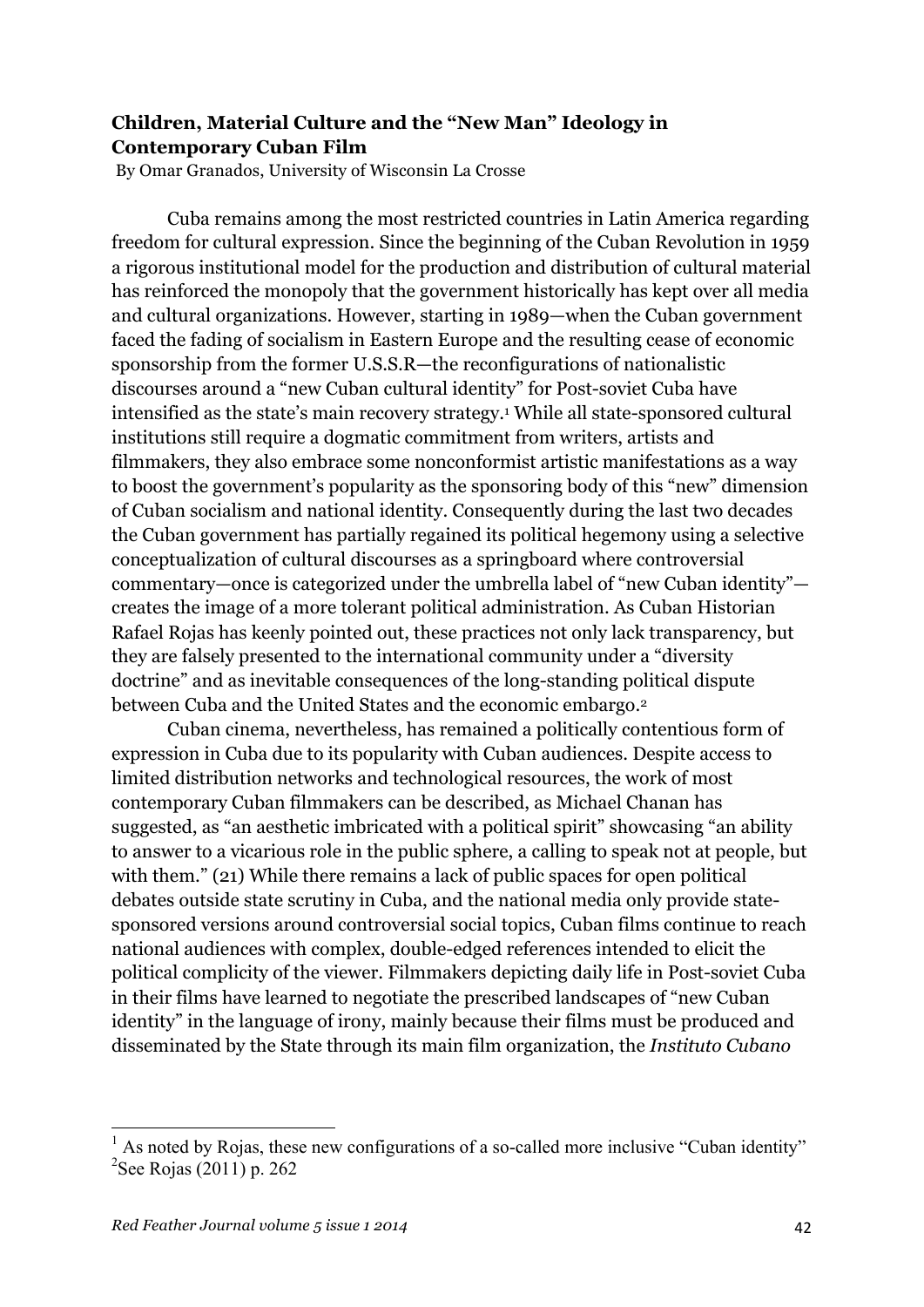**Children, Material Culture and the "New Man" Ideology in Contemporary Cuban Film**

By Omar Granados, University of Wisconsin La Crosse

Cuba remains among the most restricted countries in Latin America regarding freedom for cultural expression. Since the beginning of the Cuban Revolution in 1959 a rigorous institutional model for the production and distribution of cultural material has reinforced the monopoly that the government historically has kept over all media and cultural organizations. However, starting in 1989—when the Cuban government faced the fading of socialism in Eastern Europe and the resulting cease of economic sponsorship from the former U.S.S.R—the reconfigurations of nationalistic discourses around a "new Cuban cultural identity" for Post-soviet Cuba have intensified as the state's main recovery strategy.[1] While all state-sponsored cultural institutions still require a dogmatic commitment from writers, artists and filmmakers, they also embrace some nonconformist artistic manifestations as a way to boost the government's popularity as the sponsoring body of this "new" dimension of Cuban socialism and national identity. Consequently during the last two decades the Cuban government has partially regained its political hegemony using a selective conceptualization of cultural discourses as a springboard where controversial commentary—once is categorized under the umbrella label of "new Cuban identity"—creates the image of a more tolerant political administration. As Cuban Historian Rafael Rojas has keenly pointed out, these practices not only lack transparency, but they are falsely presented to the international community under a "diversity doctrine" and as inevitable consequences of the long-standing political dispute between Cuba and the United States and the economic embargo.[2]

Cuban cinema, nevertheless, has remained a politically contentious form of expression in Cuba due to its popularity with Cuban audiences. Despite access to limited distribution networks and technological resources, the work of most contemporary Cuban filmmakers can be described, as Michael Chanan has suggested, as "an aesthetic imbricated with a political spirit" showcasing "an ability to answer to a vicarious role in the public sphere, a calling to speak not at people, but with them." (21) While there remains a lack of public spaces for open political debates outside state scrutiny in Cuba, and the national media only provide state-sponsored versions around controversial social topics, Cuban films continue to reach national audiences with complex, double-edged references intended to elicit the political complicity of the viewer. Filmmakers depicting daily life in Post-soviet Cuba in their films have learned to negotiate the prescribed landscapes of "new Cuban identity" in the language of irony, mainly because their films must be produced and disseminated by the State through its main film organization, the *Instituto Cubano*

---

[1] As noted by Rojas, these new configurations of a so-called more inclusive "Cuban identity"

[2] See Rojas (2011) p. 262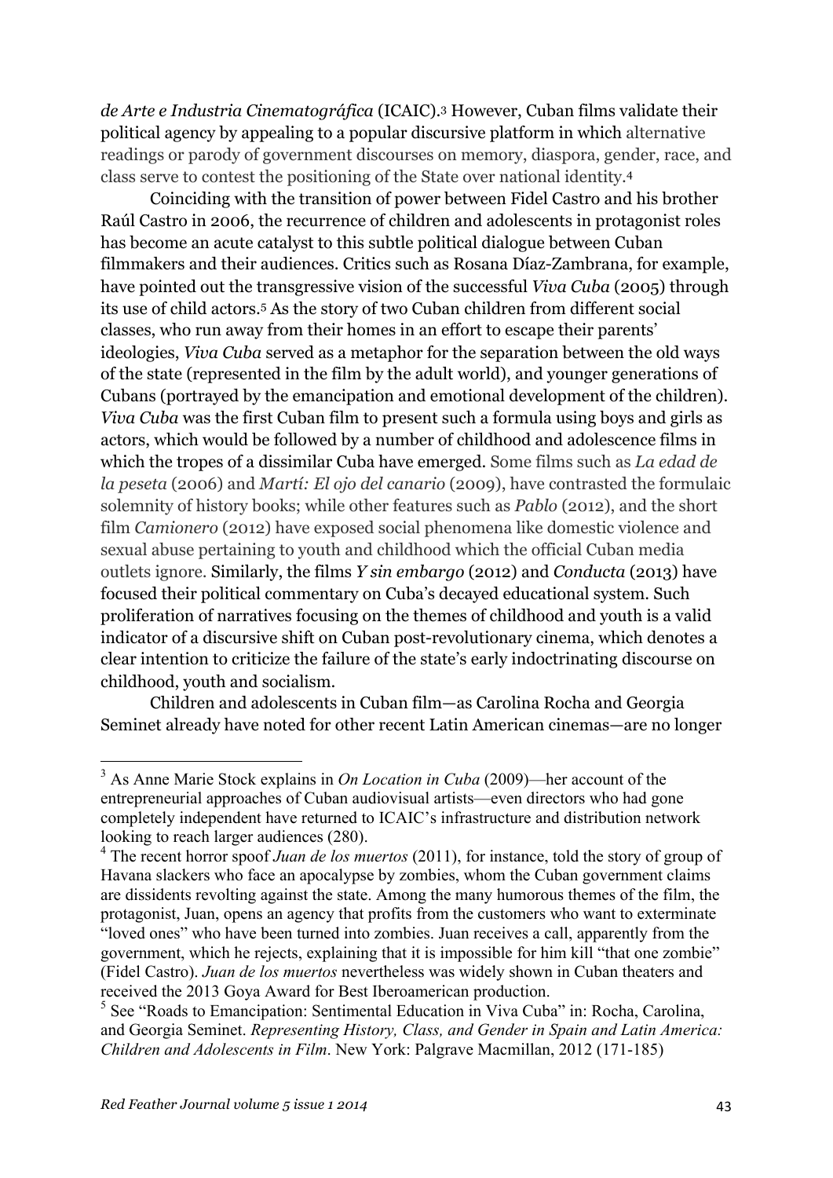*de Arte e Industria Cinematográfica* (ICAIC).[3] However, Cuban films validate their political agency by appealing to a popular discursive platform in which alternative readings or parody of government discourses on memory, diaspora, gender, race, and class serve to contest the positioning of the State over national identity.[4]

Coinciding with the transition of power between Fidel Castro and his brother Raúl Castro in 2006, the recurrence of children and adolescents in protagonist roles has become an acute catalyst to this subtle political dialogue between Cuban filmmakers and their audiences. Critics such as Rosana Díaz-Zambrana, for example, have pointed out the transgressive vision of the successful *Viva Cuba* (2005) through its use of child actors.[5] As the story of two Cuban children from different social classes, who run away from their homes in an effort to escape their parents' ideologies, *Viva Cuba* served as a metaphor for the separation between the old ways of the state (represented in the film by the adult world), and younger generations of Cubans (portrayed by the emancipation and emotional development of the children). *Viva Cuba* was the first Cuban film to present such a formula using boys and girls as actors, which would be followed by a number of childhood and adolescence films in which the tropes of a dissimilar Cuba have emerged. Some films such as *La edad de la peseta* (2006) and *Martí: El ojo del canario* (2009), have contrasted the formulaic solemnity of history books; while other features such as *Pablo* (2012), and the short film *Camionero* (2012) have exposed social phenomena like domestic violence and sexual abuse pertaining to youth and childhood which the official Cuban media outlets ignore. Similarly, the films *Y sin embargo* (2012) and *Conducta* (2013) have focused their political commentary on Cuba's decayed educational system. Such proliferation of narratives focusing on the themes of childhood and youth is a valid indicator of a discursive shift on Cuban post-revolutionary cinema, which denotes a clear intention to criticize the failure of the state's early indoctrinating discourse on childhood, youth and socialism.

Children and adolescents in Cuban film—as Carolina Rocha and Georgia Seminet already have noted for other recent Latin American cinemas—are no longer

---

[3] As Anne Marie Stock explains in *On Location in Cuba* (2009)—her account of the entrepreneurial approaches of Cuban audiovisual artists—even directors who had gone completely independent have returned to ICAIC's infrastructure and distribution network looking to reach larger audiences (280).

[4] The recent horror spoof *Juan de los muertos* (2011), for instance, told the story of group of Havana slackers who face an apocalypse by zombies, whom the Cuban government claims are dissidents revolting against the state. Among the many humorous themes of the film, the protagonist, Juan, opens an agency that profits from the customers who want to exterminate "loved ones" who have been turned into zombies. Juan receives a call, apparently from the government, which he rejects, explaining that it is impossible for him kill "that one zombie" (Fidel Castro). *Juan de los muertos* nevertheless was widely shown in Cuban theaters and received the 2013 Goya Award for Best Iberoamerican production.

[5] See "Roads to Emancipation: Sentimental Education in Viva Cuba" in: Rocha, Carolina, and Georgia Seminet. *Representing History, Class, and Gender in Spain and Latin America: Children and Adolescents in Film*. New York: Palgrave Macmillan, 2012 (171-185)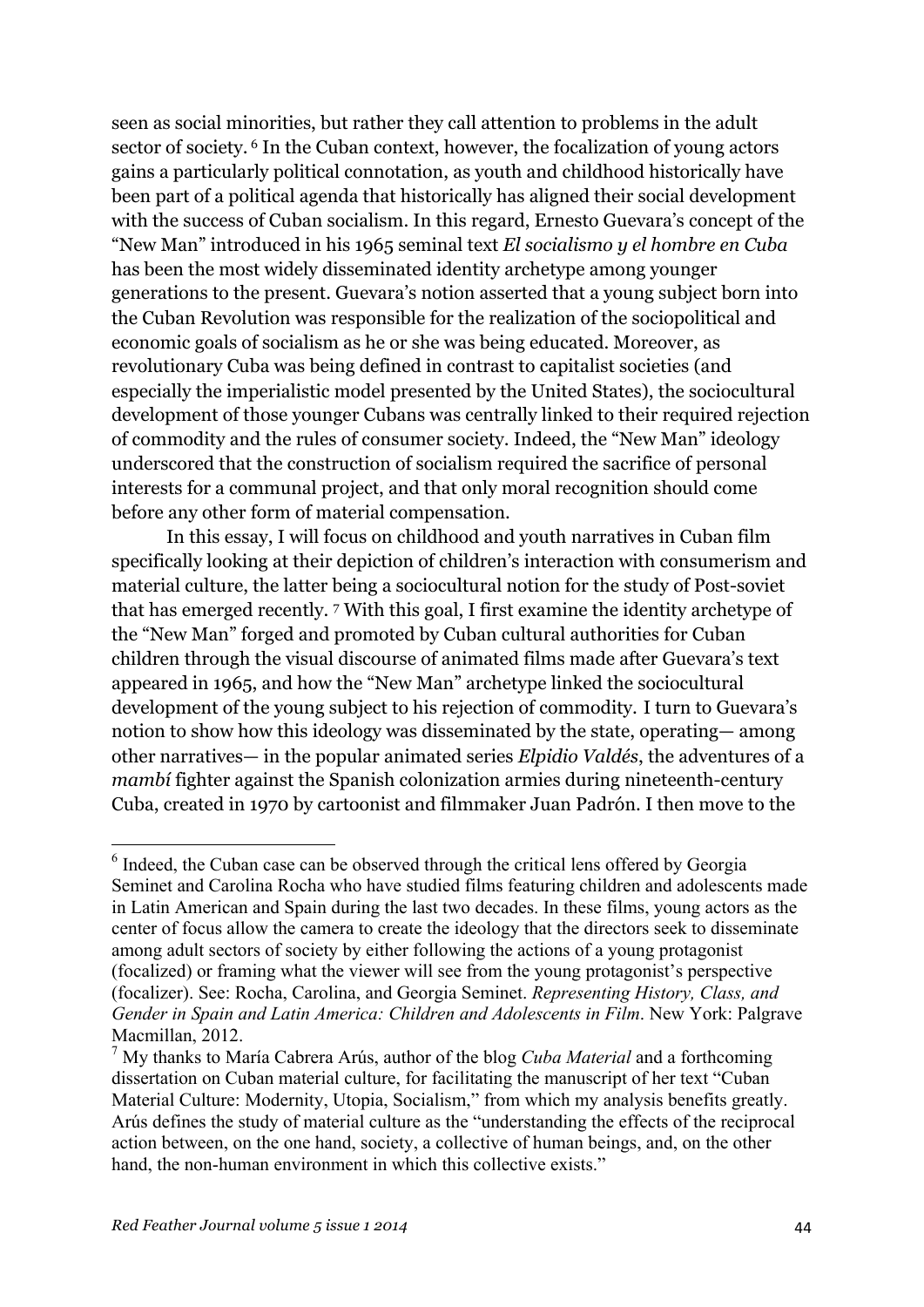seen as social minorities, but rather they call attention to problems in the adult sector of society. [6] In the Cuban context, however, the focalization of young actors gains a particularly political connotation, as youth and childhood historically have been part of a political agenda that historically has aligned their social development with the success of Cuban socialism. In this regard, Ernesto Guevara's concept of the "New Man" introduced in his 1965 seminal text *El socialismo y el hombre en Cuba* has been the most widely disseminated identity archetype among younger generations to the present. Guevara's notion asserted that a young subject born into the Cuban Revolution was responsible for the realization of the sociopolitical and economic goals of socialism as he or she was being educated. Moreover, as revolutionary Cuba was being defined in contrast to capitalist societies (and especially the imperialistic model presented by the United States), the sociocultural development of those younger Cubans was centrally linked to their required rejection of commodity and the rules of consumer society. Indeed, the "New Man" ideology underscored that the construction of socialism required the sacrifice of personal interests for a communal project, and that only moral recognition should come before any other form of material compensation.

In this essay, I will focus on childhood and youth narratives in Cuban film specifically looking at their depiction of children's interaction with consumerism and material culture, the latter being a sociocultural notion for the study of Post-soviet that has emerged recently. [7] With this goal, I first examine the identity archetype of the "New Man" forged and promoted by Cuban cultural authorities for Cuban children through the visual discourse of animated films made after Guevara's text appeared in 1965, and how the "New Man" archetype linked the sociocultural development of the young subject to his rejection of commodity. I turn to Guevara's notion to show how this ideology was disseminated by the state, operating— among other narratives— in the popular animated series *Elpidio Valdés*, the adventures of a *mambí* fighter against the Spanish colonization armies during nineteenth-century Cuba, created in 1970 by cartoonist and filmmaker Juan Padrón. I then move to the

---

[6] Indeed, the Cuban case can be observed through the critical lens offered by Georgia Seminet and Carolina Rocha who have studied films featuring children and adolescents made in Latin American and Spain during the last two decades. In these films, young actors as the center of focus allow the camera to create the ideology that the directors seek to disseminate among adult sectors of society by either following the actions of a young protagonist (focalized) or framing what the viewer will see from the young protagonist's perspective (focalizer). See: Rocha, Carolina, and Georgia Seminet. *Representing History, Class, and Gender in Spain and Latin America: Children and Adolescents in Film*. New York: Palgrave Macmillan, 2012.

[7] My thanks to María Cabrera Arús, author of the blog *Cuba Material* and a forthcoming dissertation on Cuban material culture, for facilitating the manuscript of her text "Cuban Material Culture: Modernity, Utopia, Socialism," from which my analysis benefits greatly. Arús defines the study of material culture as the "understanding the effects of the reciprocal action between, on the one hand, society, a collective of human beings, and, on the other hand, the non-human environment in which this collective exists."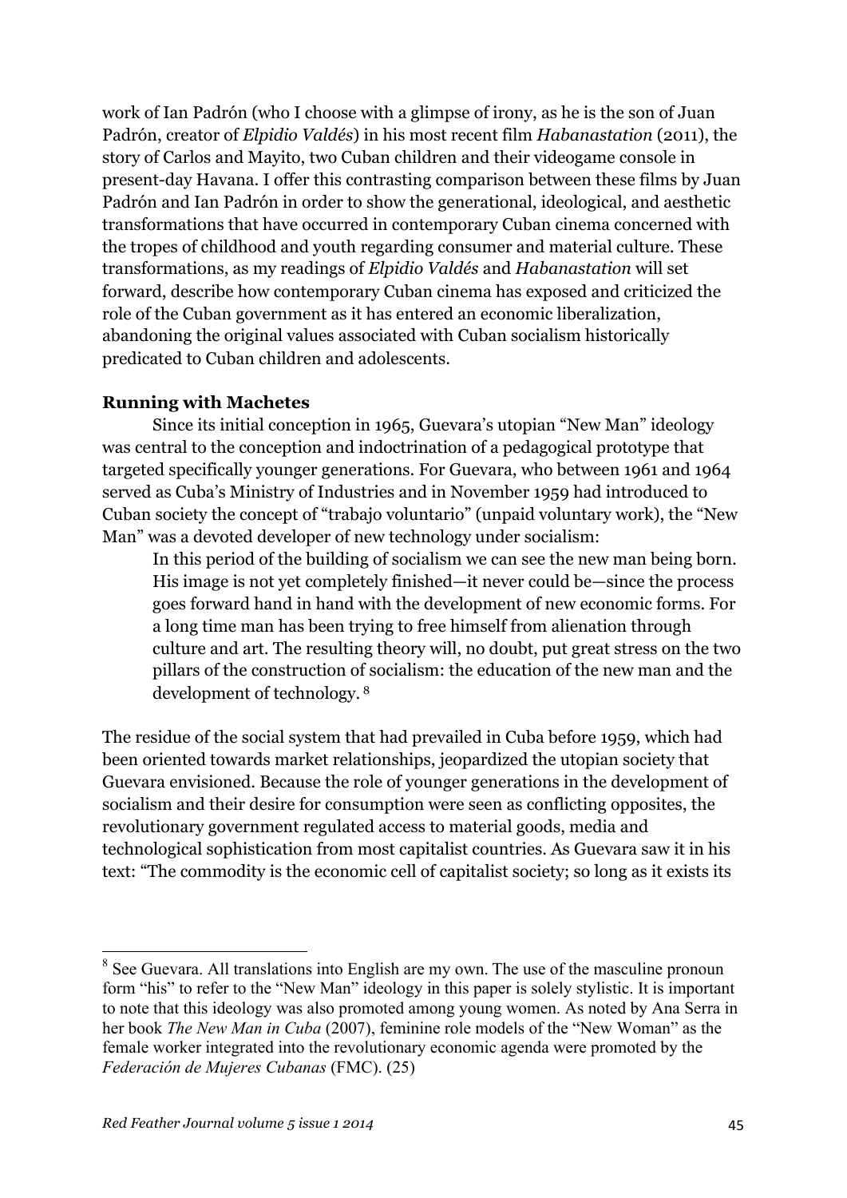work of Ian Padrón (who I choose with a glimpse of irony, as he is the son of Juan Padrón, creator of *Elpidio Valdés*) in his most recent film *Habanastation* (2011), the story of Carlos and Mayito, two Cuban children and their videogame console in present-day Havana. I offer this contrasting comparison between these films by Juan Padrón and Ian Padrón in order to show the generational, ideological, and aesthetic transformations that have occurred in contemporary Cuban cinema concerned with the tropes of childhood and youth regarding consumer and material culture. These transformations, as my readings of *Elpidio Valdés* and *Habanastation* will set forward, describe how contemporary Cuban cinema has exposed and criticized the role of the Cuban government as it has entered an economic liberalization, abandoning the original values associated with Cuban socialism historically predicated to Cuban children and adolescents.

**Running with Machetes**

Since its initial conception in 1965, Guevara's utopian "New Man" ideology was central to the conception and indoctrination of a pedagogical prototype that targeted specifically younger generations. For Guevara, who between 1961 and 1964 served as Cuba's Ministry of Industries and in November 1959 had introduced to Cuban society the concept of "trabajo voluntario" (unpaid voluntary work), the "New Man" was a devoted developer of new technology under socialism:

> In this period of the building of socialism we can see the new man being born. His image is not yet completely finished—it never could be—since the process goes forward hand in hand with the development of new economic forms. For a long time man has been trying to free himself from alienation through culture and art. The resulting theory will, no doubt, put great stress on the two pillars of the construction of socialism: the education of the new man and the development of technology. [8]

The residue of the social system that had prevailed in Cuba before 1959, which had been oriented towards market relationships, jeopardized the utopian society that Guevara envisioned. Because the role of younger generations in the development of socialism and their desire for consumption were seen as conflicting opposites, the revolutionary government regulated access to material goods, media and technological sophistication from most capitalist countries. As Guevara saw it in his text: "The commodity is the economic cell of capitalist society; so long as it exists its

---

[8] See Guevara. All translations into English are my own. The use of the masculine pronoun form "his" to refer to the "New Man" ideology in this paper is solely stylistic. It is important to note that this ideology was also promoted among young women. As noted by Ana Serra in her book *The New Man in Cuba* (2007), feminine role models of the "New Woman" as the female worker integrated into the revolutionary economic agenda were promoted by the *Federación de Mujeres Cubanas* (FMC). (25)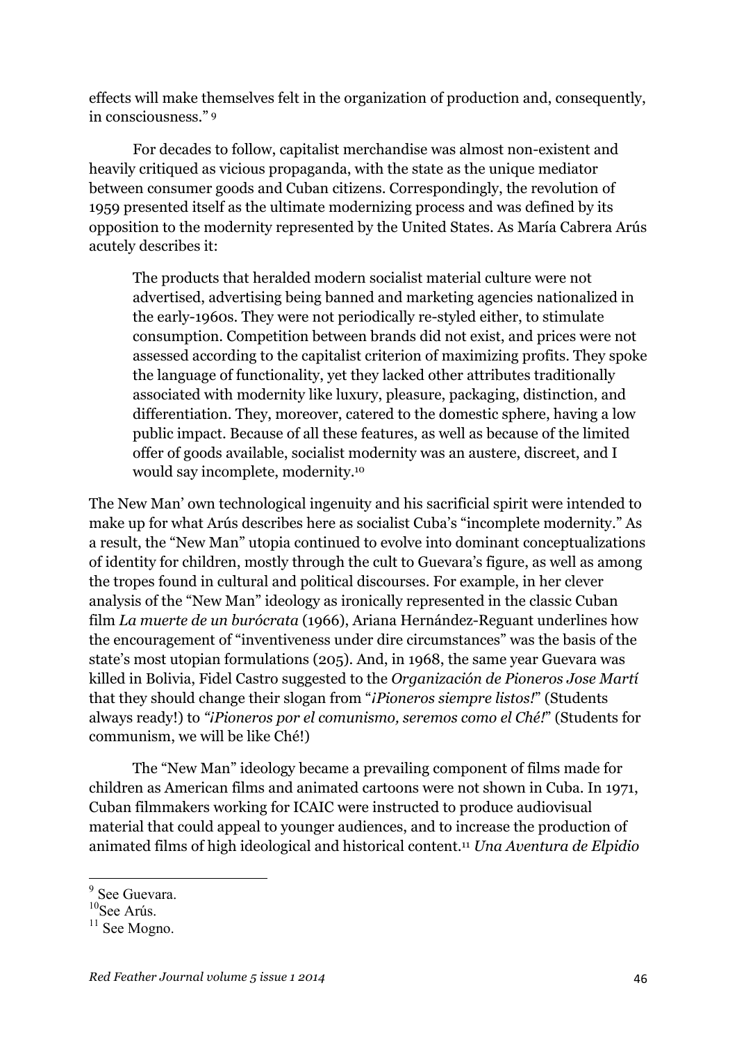effects will make themselves felt in the organization of production and, consequently, in consciousness." [9]

For decades to follow, capitalist merchandise was almost non-existent and heavily critiqued as vicious propaganda, with the state as the unique mediator between consumer goods and Cuban citizens. Correspondingly, the revolution of 1959 presented itself as the ultimate modernizing process and was defined by its opposition to the modernity represented by the United States. As María Cabrera Arús acutely describes it:

> The products that heralded modern socialist material culture were not advertised, advertising being banned and marketing agencies nationalized in the early-1960s. They were not periodically re-styled either, to stimulate consumption. Competition between brands did not exist, and prices were not assessed according to the capitalist criterion of maximizing profits. They spoke the language of functionality, yet they lacked other attributes traditionally associated with modernity like luxury, pleasure, packaging, distinction, and differentiation. They, moreover, catered to the domestic sphere, having a low public impact. Because of all these features, as well as because of the limited offer of goods available, socialist modernity was an austere, discreet, and I would say incomplete, modernity.[10]

The New Man' own technological ingenuity and his sacrificial spirit were intended to make up for what Arús describes here as socialist Cuba's "incomplete modernity." As a result, the "New Man" utopia continued to evolve into dominant conceptualizations of identity for children, mostly through the cult to Guevara's figure, as well as among the tropes found in cultural and political discourses. For example, in her clever analysis of the "New Man" ideology as ironically represented in the classic Cuban film *La muerte de un burócrata* (1966), Ariana Hernández-Reguant underlines how the encouragement of "inventiveness under dire circumstances" was the basis of the state's most utopian formulations (205). And, in 1968, the same year Guevara was killed in Bolivia, Fidel Castro suggested to the *Organización de Pioneros Jose Martí* that they should change their slogan from "*¡Pioneros siempre listos!*" (Students always ready!) to *"¡Pioneros por el comunismo, seremos como el Ché!"* (Students for communism, we will be like Ché!)

The "New Man" ideology became a prevailing component of films made for children as American films and animated cartoons were not shown in Cuba. In 1971, Cuban filmmakers working for ICAIC were instructed to produce audiovisual material that could appeal to younger audiences, and to increase the production of animated films of high ideological and historical content.[11] *Una Aventura de Elpidio*

---

[9] See Guevara.

[10] See Arús.

[11] See Mogno.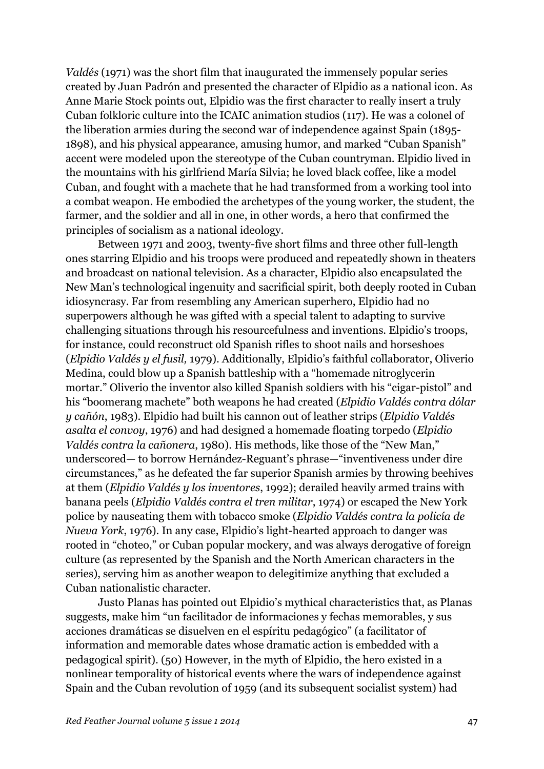*Valdés* (1971) was the short film that inaugurated the immensely popular series created by Juan Padrón and presented the character of Elpidio as a national icon. As Anne Marie Stock points out, Elpidio was the first character to really insert a truly Cuban folkloric culture into the ICAIC animation studios (117). He was a colonel of the liberation armies during the second war of independence against Spain (1895-1898), and his physical appearance, amusing humor, and marked "Cuban Spanish" accent were modeled upon the stereotype of the Cuban countryman. Elpidio lived in the mountains with his girlfriend María Silvia; he loved black coffee, like a model Cuban, and fought with a machete that he had transformed from a working tool into a combat weapon. He embodied the archetypes of the young worker, the student, the farmer, and the soldier and all in one, in other words, a hero that confirmed the principles of socialism as a national ideology.

Between 1971 and 2003, twenty-five short films and three other full-length ones starring Elpidio and his troops were produced and repeatedly shown in theaters and broadcast on national television. As a character, Elpidio also encapsulated the New Man's technological ingenuity and sacrificial spirit, both deeply rooted in Cuban idiosyncrasy. Far from resembling any American superhero, Elpidio had no superpowers although he was gifted with a special talent to adapting to survive challenging situations through his resourcefulness and inventions. Elpidio's troops, for instance, could reconstruct old Spanish rifles to shoot nails and horseshoes (*Elpidio Valdés y el fusil,* 1979). Additionally, Elpidio's faithful collaborator, Oliverio Medina, could blow up a Spanish battleship with a "homemade nitroglycerin mortar." Oliverio the inventor also killed Spanish soldiers with his "cigar-pistol" and his "boomerang machete" both weapons he had created (*Elpidio Valdés contra dólar y cañón*, 1983). Elpidio had built his cannon out of leather strips (*Elpidio Valdés asalta el convoy*, 1976) and had designed a homemade floating torpedo (*Elpidio Valdés contra la cañonera*, 1980). His methods, like those of the "New Man," underscored— to borrow Hernández-Reguant's phrase—"inventiveness under dire circumstances," as he defeated the far superior Spanish armies by throwing beehives at them (*Elpidio Valdés y los inventores*, 1992); derailed heavily armed trains with banana peels (*Elpidio Valdés contra el tren militar*, 1974) or escaped the New York police by nauseating them with tobacco smoke (*Elpidio Valdés contra la policía de Nueva York*, 1976). In any case, Elpidio's light-hearted approach to danger was rooted in "choteo," or Cuban popular mockery, and was always derogative of foreign culture (as represented by the Spanish and the North American characters in the series), serving him as another weapon to delegitimize anything that excluded a Cuban nationalistic character.

Justo Planas has pointed out Elpidio's mythical characteristics that, as Planas suggests, make him "un facilitador de informaciones y fechas memorables, y sus acciones dramáticas se disuelven en el espíritu pedagógico" (a facilitator of information and memorable dates whose dramatic action is embedded with a pedagogical spirit). (50) However, in the myth of Elpidio, the hero existed in a nonlinear temporality of historical events where the wars of independence against Spain and the Cuban revolution of 1959 (and its subsequent socialist system) had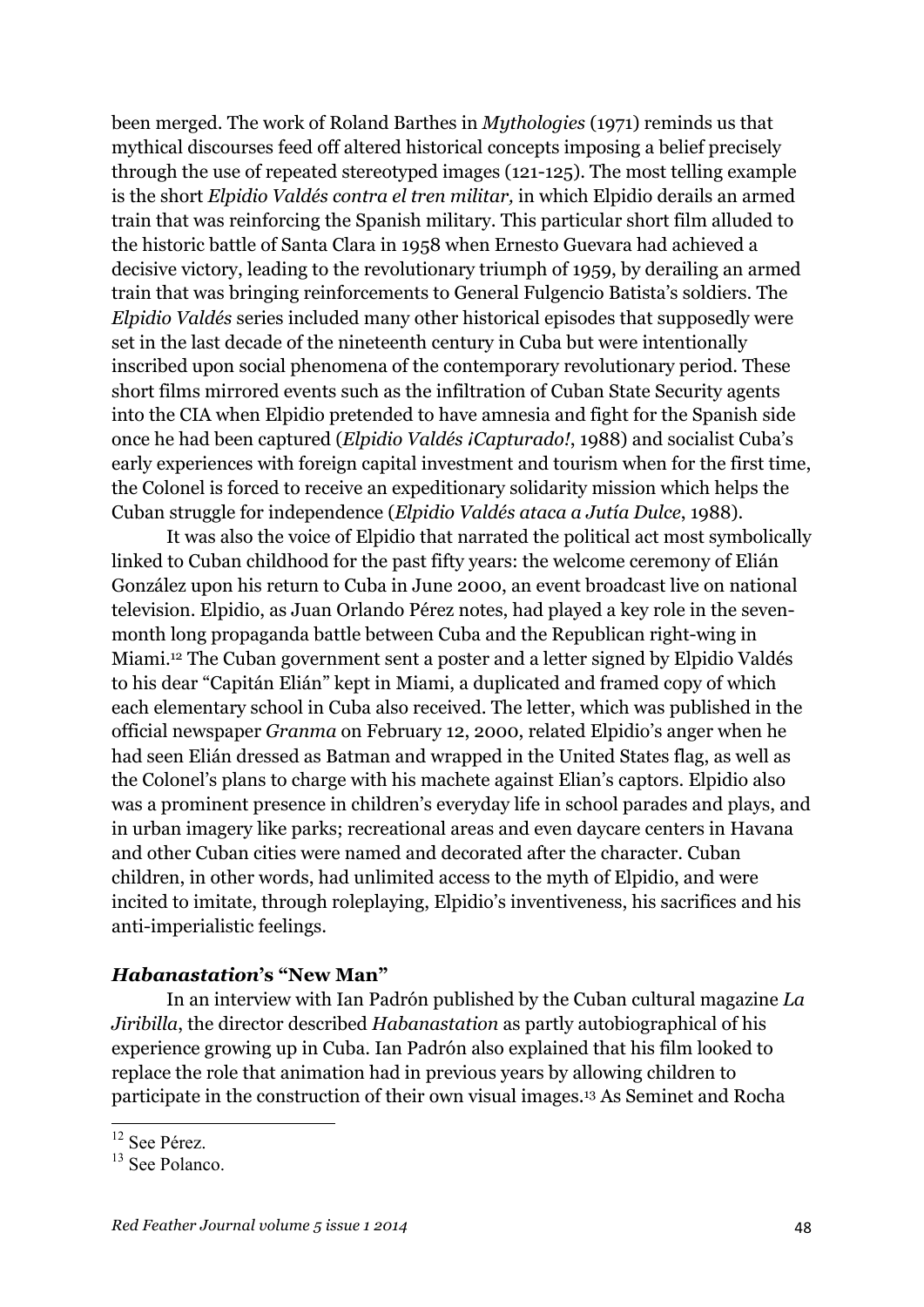been merged. The work of Roland Barthes in *Mythologies* (1971) reminds us that mythical discourses feed off altered historical concepts imposing a belief precisely through the use of repeated stereotyped images (121-125). The most telling example is the short *Elpidio Valdés contra el tren militar,* in which Elpidio derails an armed train that was reinforcing the Spanish military. This particular short film alluded to the historic battle of Santa Clara in 1958 when Ernesto Guevara had achieved a decisive victory, leading to the revolutionary triumph of 1959, by derailing an armed train that was bringing reinforcements to General Fulgencio Batista's soldiers. The *Elpidio Valdés* series included many other historical episodes that supposedly were set in the last decade of the nineteenth century in Cuba but were intentionally inscribed upon social phenomena of the contemporary revolutionary period. These short films mirrored events such as the infiltration of Cuban State Security agents into the CIA when Elpidio pretended to have amnesia and fight for the Spanish side once he had been captured (*Elpidio Valdés ¡Capturado!*, 1988) and socialist Cuba's early experiences with foreign capital investment and tourism when for the first time, the Colonel is forced to receive an expeditionary solidarity mission which helps the Cuban struggle for independence (*Elpidio Valdés ataca a Jutía Dulce*, 1988).

It was also the voice of Elpidio that narrated the political act most symbolically linked to Cuban childhood for the past fifty years: the welcome ceremony of Elián González upon his return to Cuba in June 2000, an event broadcast live on national television. Elpidio, as Juan Orlando Pérez notes, had played a key role in the seven-month long propaganda battle between Cuba and the Republican right-wing in Miami.[12] The Cuban government sent a poster and a letter signed by Elpidio Valdés to his dear "Capitán Elián" kept in Miami, a duplicated and framed copy of which each elementary school in Cuba also received. The letter, which was published in the official newspaper *Granma* on February 12, 2000, related Elpidio's anger when he had seen Elián dressed as Batman and wrapped in the United States flag, as well as the Colonel's plans to charge with his machete against Elian's captors. Elpidio also was a prominent presence in children's everyday life in school parades and plays, and in urban imagery like parks; recreational areas and even daycare centers in Havana and other Cuban cities were named and decorated after the character. Cuban children, in other words, had unlimited access to the myth of Elpidio, and were incited to imitate, through roleplaying, Elpidio's inventiveness, his sacrifices and his anti-imperialistic feelings.

### ***Habanastation*'s "New Man"**

In an interview with Ian Padrón published by the Cuban cultural magazine *La Jiribilla*, the director described *Habanastation* as partly autobiographical of his experience growing up in Cuba. Ian Padrón also explained that his film looked to replace the role that animation had in previous years by allowing children to participate in the construction of their own visual images.[13] As Seminet and Rocha

[12] See Pérez.

[13] See Polanco.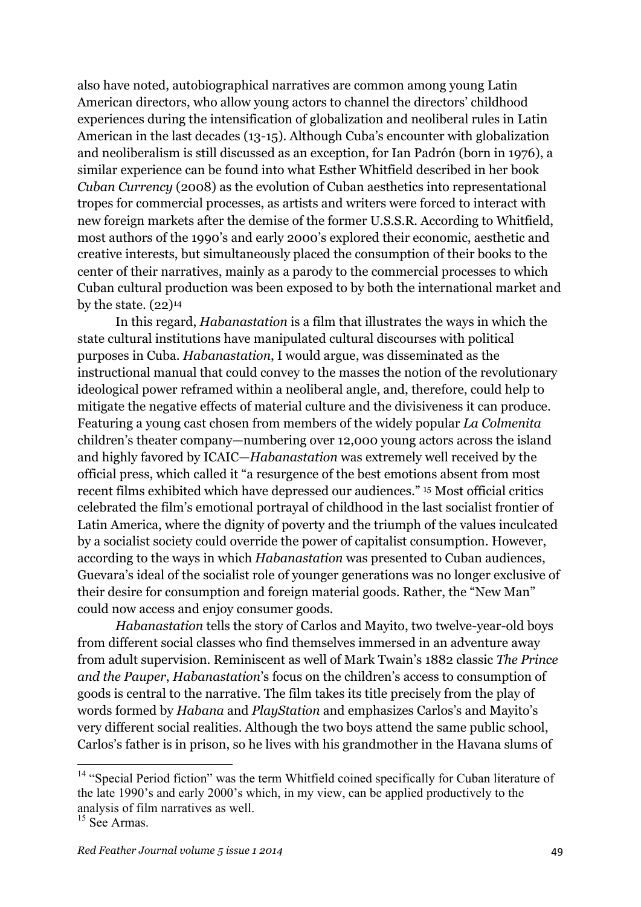also have noted, autobiographical narratives are common among young Latin American directors, who allow young actors to channel the directors' childhood experiences during the intensification of globalization and neoliberal rules in Latin American in the last decades (13-15). Although Cuba's encounter with globalization and neoliberalism is still discussed as an exception, for Ian Padrón (born in 1976), a similar experience can be found into what Esther Whitfield described in her book *Cuban Currency* (2008) as the evolution of Cuban aesthetics into representational tropes for commercial processes, as artists and writers were forced to interact with new foreign markets after the demise of the former U.S.S.R. According to Whitfield, most authors of the 1990's and early 2000's explored their economic, aesthetic and creative interests, but simultaneously placed the consumption of their books to the center of their narratives, mainly as a parody to the commercial processes to which Cuban cultural production was been exposed to by both the international market and by the state. (22)[14]

In this regard, *Habanastation* is a film that illustrates the ways in which the state cultural institutions have manipulated cultural discourses with political purposes in Cuba. *Habanastation*, I would argue, was disseminated as the instructional manual that could convey to the masses the notion of the revolutionary ideological power reframed within a neoliberal angle, and, therefore, could help to mitigate the negative effects of material culture and the divisiveness it can produce. Featuring a young cast chosen from members of the widely popular *La Colmenita* children's theater company—numbering over 12,000 young actors across the island and highly favored by ICAIC—*Habanastation* was extremely well received by the official press, which called it "a resurgence of the best emotions absent from most recent films exhibited which have depressed our audiences." [15] Most official critics celebrated the film's emotional portrayal of childhood in the last socialist frontier of Latin America, where the dignity of poverty and the triumph of the values inculcated by a socialist society could override the power of capitalist consumption. However, according to the ways in which *Habanastation* was presented to Cuban audiences, Guevara's ideal of the socialist role of younger generations was no longer exclusive of their desire for consumption and foreign material goods. Rather, the "New Man" could now access and enjoy consumer goods.

*Habanastation* tells the story of Carlos and Mayito, two twelve-year-old boys from different social classes who find themselves immersed in an adventure away from adult supervision. Reminiscent as well of Mark Twain's 1882 classic *The Prince and the Pauper*, *Habanastation*'s focus on the children's access to consumption of goods is central to the narrative. The film takes its title precisely from the play of words formed by *Habana* and *PlayStation* and emphasizes Carlos's and Mayito's very different social realities. Although the two boys attend the same public school, Carlos's father is in prison, so he lives with his grandmother in the Havana slums of

---

[14] "Special Period fiction" was the term Whitfield coined specifically for Cuban literature of the late 1990's and early 2000's which, in my view, can be applied productively to the analysis of film narratives as well.

[15] See Armas.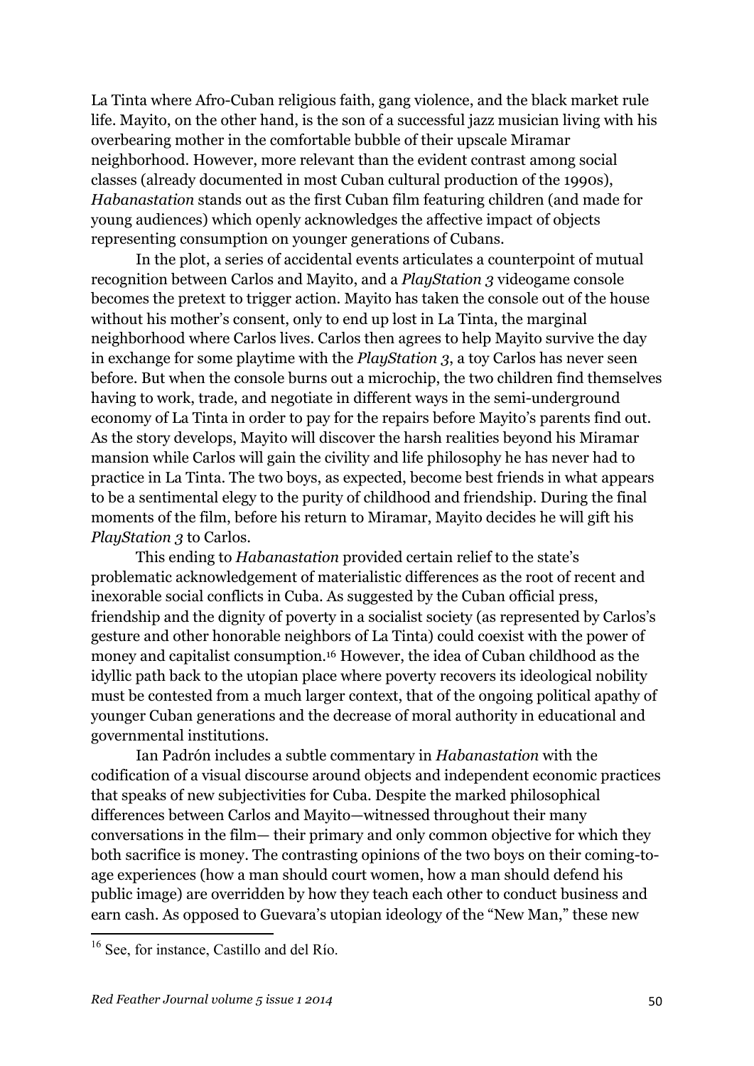La Tinta where Afro-Cuban religious faith, gang violence, and the black market rule life. Mayito, on the other hand, is the son of a successful jazz musician living with his overbearing mother in the comfortable bubble of their upscale Miramar neighborhood. However, more relevant than the evident contrast among social classes (already documented in most Cuban cultural production of the 1990s), *Habanastation* stands out as the first Cuban film featuring children (and made for young audiences) which openly acknowledges the affective impact of objects representing consumption on younger generations of Cubans.

In the plot, a series of accidental events articulates a counterpoint of mutual recognition between Carlos and Mayito, and a *PlayStation 3* videogame console becomes the pretext to trigger action. Mayito has taken the console out of the house without his mother's consent, only to end up lost in La Tinta, the marginal neighborhood where Carlos lives. Carlos then agrees to help Mayito survive the day in exchange for some playtime with the *PlayStation 3*, a toy Carlos has never seen before. But when the console burns out a microchip, the two children find themselves having to work, trade, and negotiate in different ways in the semi-underground economy of La Tinta in order to pay for the repairs before Mayito's parents find out. As the story develops, Mayito will discover the harsh realities beyond his Miramar mansion while Carlos will gain the civility and life philosophy he has never had to practice in La Tinta. The two boys, as expected, become best friends in what appears to be a sentimental elegy to the purity of childhood and friendship. During the final moments of the film, before his return to Miramar, Mayito decides he will gift his *PlayStation 3* to Carlos.

This ending to *Habanastation* provided certain relief to the state's problematic acknowledgement of materialistic differences as the root of recent and inexorable social conflicts in Cuba. As suggested by the Cuban official press, friendship and the dignity of poverty in a socialist society (as represented by Carlos's gesture and other honorable neighbors of La Tinta) could coexist with the power of money and capitalist consumption.[16] However, the idea of Cuban childhood as the idyllic path back to the utopian place where poverty recovers its ideological nobility must be contested from a much larger context, that of the ongoing political apathy of younger Cuban generations and the decrease of moral authority in educational and governmental institutions.

Ian Padrón includes a subtle commentary in *Habanastation* with the codification of a visual discourse around objects and independent economic practices that speaks of new subjectivities for Cuba. Despite the marked philosophical differences between Carlos and Mayito—witnessed throughout their many conversations in the film— their primary and only common objective for which they both sacrifice is money. The contrasting opinions of the two boys on their coming-to-age experiences (how a man should court women, how a man should defend his public image) are overridden by how they teach each other to conduct business and earn cash. As opposed to Guevara's utopian ideology of the "New Man," these new

[16] See, for instance, Castillo and del Río.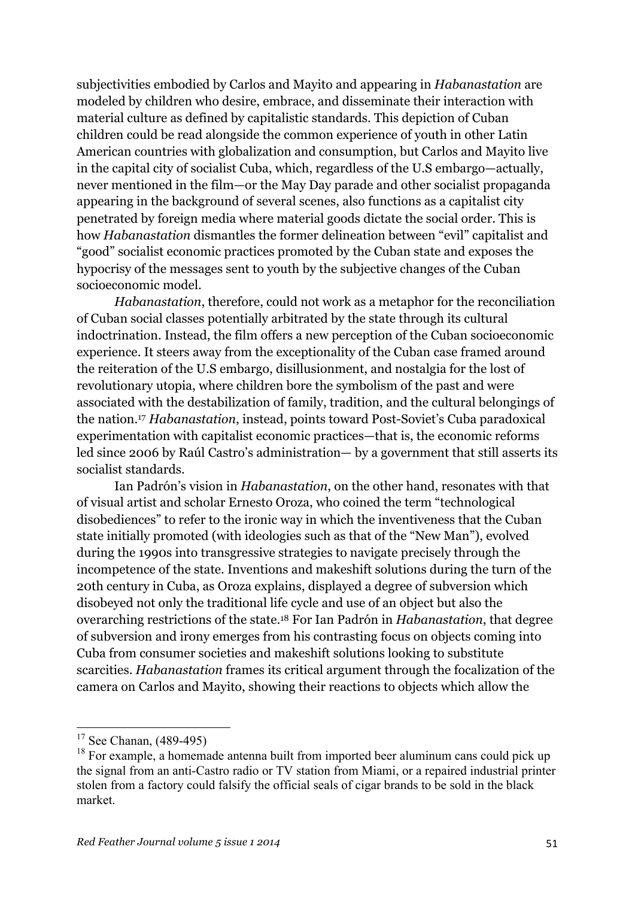subjectivities embodied by Carlos and Mayito and appearing in *Habanastation* are modeled by children who desire, embrace, and disseminate their interaction with material culture as defined by capitalistic standards. This depiction of Cuban children could be read alongside the common experience of youth in other Latin American countries with globalization and consumption, but Carlos and Mayito live in the capital city of socialist Cuba, which, regardless of the U.S embargo—actually, never mentioned in the film—or the May Day parade and other socialist propaganda appearing in the background of several scenes, also functions as a capitalist city penetrated by foreign media where material goods dictate the social order. This is how *Habanastation* dismantles the former delineation between "evil" capitalist and "good" socialist economic practices promoted by the Cuban state and exposes the hypocrisy of the messages sent to youth by the subjective changes of the Cuban socioeconomic model.

*Habanastation*, therefore, could not work as a metaphor for the reconciliation of Cuban social classes potentially arbitrated by the state through its cultural indoctrination. Instead, the film offers a new perception of the Cuban socioeconomic experience. It steers away from the exceptionality of the Cuban case framed around the reiteration of the U.S embargo, disillusionment, and nostalgia for the lost of revolutionary utopia, where children bore the symbolism of the past and were associated with the destabilization of family, tradition, and the cultural belongings of the nation.[17] *Habanastation*, instead, points toward Post-Soviet's Cuba paradoxical experimentation with capitalist economic practices—that is, the economic reforms led since 2006 by Raúl Castro's administration— by a government that still asserts its socialist standards.

Ian Padrón's vision in *Habanastation*, on the other hand, resonates with that of visual artist and scholar Ernesto Oroza, who coined the term "technological disobediences" to refer to the ironic way in which the inventiveness that the Cuban state initially promoted (with ideologies such as that of the "New Man"), evolved during the 1990s into transgressive strategies to navigate precisely through the incompetence of the state. Inventions and makeshift solutions during the turn of the 20th century in Cuba, as Oroza explains, displayed a degree of subversion which disobeyed not only the traditional life cycle and use of an object but also the overarching restrictions of the state.[18] For Ian Padrón in *Habanastation*, that degree of subversion and irony emerges from his contrasting focus on objects coming into Cuba from consumer societies and makeshift solutions looking to substitute scarcities. *Habanastation* frames its critical argument through the focalization of the camera on Carlos and Mayito, showing their reactions to objects which allow the

---

[17] See Chanan, (489-495)

[18] For example, a homemade antenna built from imported beer aluminum cans could pick up the signal from an anti-Castro radio or TV station from Miami, or a repaired industrial printer stolen from a factory could falsify the official seals of cigar brands to be sold in the black market.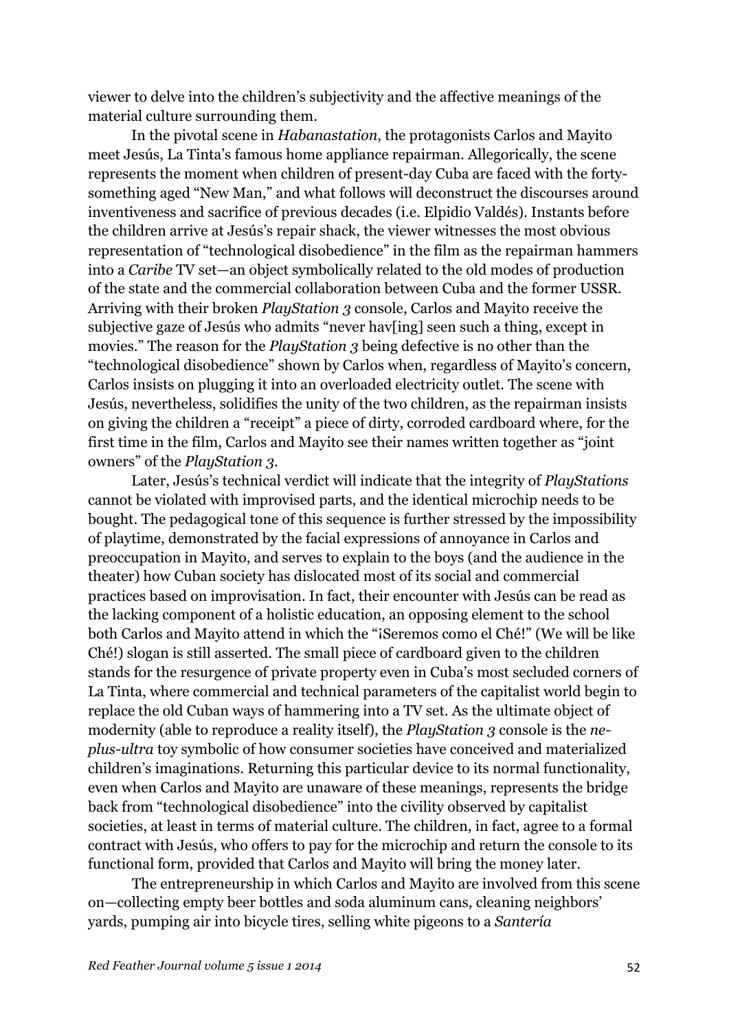viewer to delve into the children's subjectivity and the affective meanings of the material culture surrounding them.

In the pivotal scene in *Habanastation*, the protagonists Carlos and Mayito meet Jesús, La Tinta's famous home appliance repairman. Allegorically, the scene represents the moment when children of present-day Cuba are faced with the forty-something aged "New Man," and what follows will deconstruct the discourses around inventiveness and sacrifice of previous decades (i.e. Elpidio Valdés). Instants before the children arrive at Jesús's repair shack, the viewer witnesses the most obvious representation of "technological disobedience" in the film as the repairman hammers into a *Caribe* TV set—an object symbolically related to the old modes of production of the state and the commercial collaboration between Cuba and the former USSR. Arriving with their broken *PlayStation 3* console, Carlos and Mayito receive the subjective gaze of Jesús who admits "never hav[ing] seen such a thing, except in movies." The reason for the *PlayStation 3* being defective is no other than the "technological disobedience" shown by Carlos when, regardless of Mayito's concern, Carlos insists on plugging it into an overloaded electricity outlet. The scene with Jesús, nevertheless, solidifies the unity of the two children, as the repairman insists on giving the children a "receipt" a piece of dirty, corroded cardboard where, for the first time in the film, Carlos and Mayito see their names written together as "joint owners" of the *PlayStation 3*.

Later, Jesús's technical verdict will indicate that the integrity of *PlayStations* cannot be violated with improvised parts, and the identical microchip needs to be bought. The pedagogical tone of this sequence is further stressed by the impossibility of playtime, demonstrated by the facial expressions of annoyance in Carlos and preoccupation in Mayito, and serves to explain to the boys (and the audience in the theater) how Cuban society has dislocated most of its social and commercial practices based on improvisation. In fact, their encounter with Jesús can be read as the lacking component of a holistic education, an opposing element to the school both Carlos and Mayito attend in which the "¡Seremos como el Ché!" (We will be like Ché!) slogan is still asserted. The small piece of cardboard given to the children stands for the resurgence of private property even in Cuba's most secluded corners of La Tinta, where commercial and technical parameters of the capitalist world begin to replace the old Cuban ways of hammering into a TV set. As the ultimate object of modernity (able to reproduce a reality itself), the *PlayStation 3* console is the *ne-plus-ultra* toy symbolic of how consumer societies have conceived and materialized children's imaginations. Returning this particular device to its normal functionality, even when Carlos and Mayito are unaware of these meanings, represents the bridge back from "technological disobedience" into the civility observed by capitalist societies, at least in terms of material culture. The children, in fact, agree to a formal contract with Jesús, who offers to pay for the microchip and return the console to its functional form, provided that Carlos and Mayito will bring the money later.

The entrepreneurship in which Carlos and Mayito are involved from this scene on—collecting empty beer bottles and soda aluminum cans, cleaning neighbors' yards, pumping air into bicycle tires, selling white pigeons to a *Santería*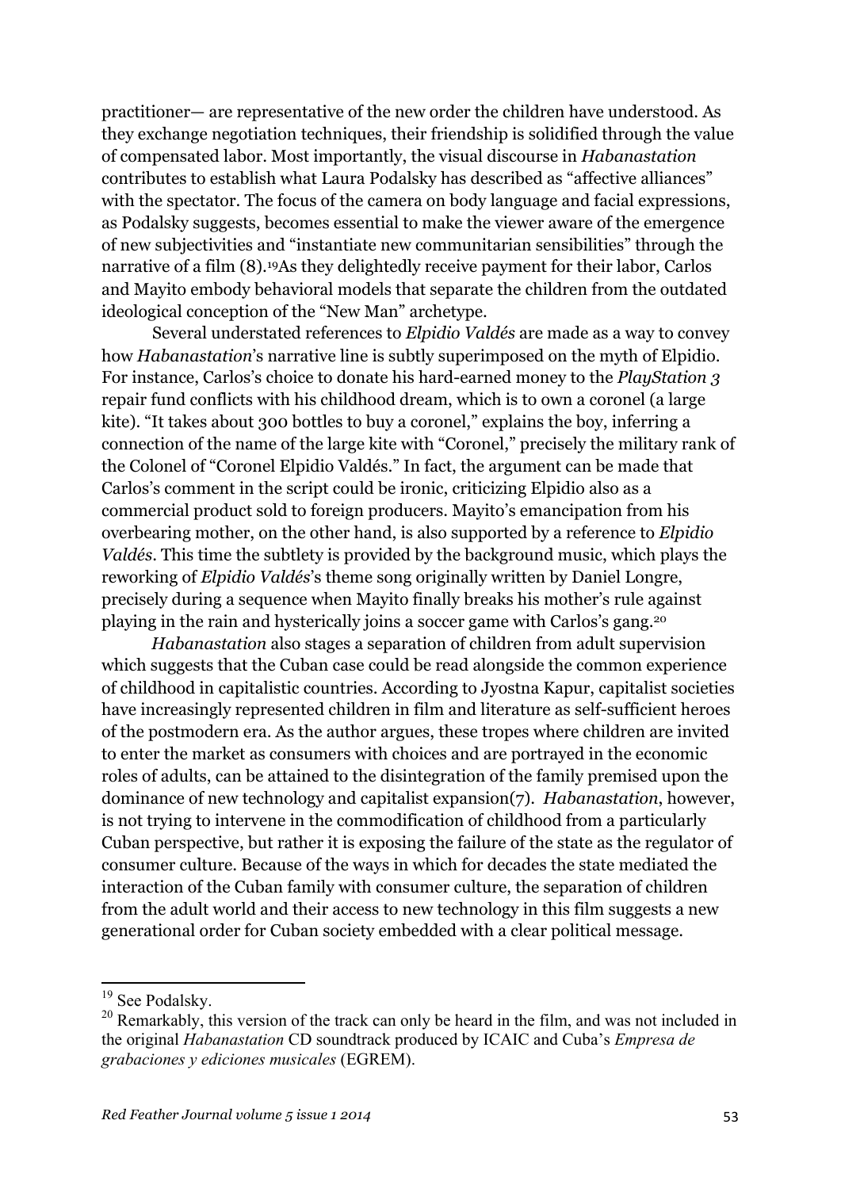practitioner— are representative of the new order the children have understood. As they exchange negotiation techniques, their friendship is solidified through the value of compensated labor. Most importantly, the visual discourse in *Habanastation* contributes to establish what Laura Podalsky has described as "affective alliances" with the spectator. The focus of the camera on body language and facial expressions, as Podalsky suggests, becomes essential to make the viewer aware of the emergence of new subjectivities and "instantiate new communitarian sensibilities" through the narrative of a film (8).[19] As they delightedly receive payment for their labor, Carlos and Mayito embody behavioral models that separate the children from the outdated ideological conception of the "New Man" archetype.

Several understated references to *Elpidio Valdés* are made as a way to convey how *Habanastation*'s narrative line is subtly superimposed on the myth of Elpidio. For instance, Carlos's choice to donate his hard-earned money to the *PlayStation 3* repair fund conflicts with his childhood dream, which is to own a coronel (a large kite). "It takes about 300 bottles to buy a coronel," explains the boy, inferring a connection of the name of the large kite with "Coronel," precisely the military rank of the Colonel of "Coronel Elpidio Valdés." In fact, the argument can be made that Carlos's comment in the script could be ironic, criticizing Elpidio also as a commercial product sold to foreign producers. Mayito's emancipation from his overbearing mother, on the other hand, is also supported by a reference to *Elpidio Valdés*. This time the subtlety is provided by the background music, which plays the reworking of *Elpidio Valdés*'s theme song originally written by Daniel Longre, precisely during a sequence when Mayito finally breaks his mother's rule against playing in the rain and hysterically joins a soccer game with Carlos's gang.[20]

*Habanastation* also stages a separation of children from adult supervision which suggests that the Cuban case could be read alongside the common experience of childhood in capitalistic countries. According to Jyostna Kapur, capitalist societies have increasingly represented children in film and literature as self-sufficient heroes of the postmodern era. As the author argues, these tropes where children are invited to enter the market as consumers with choices and are portrayed in the economic roles of adults, can be attained to the disintegration of the family premised upon the dominance of new technology and capitalist expansion(7). *Habanastation*, however, is not trying to intervene in the commodification of childhood from a particularly Cuban perspective, but rather it is exposing the failure of the state as the regulator of consumer culture. Because of the ways in which for decades the state mediated the interaction of the Cuban family with consumer culture, the separation of children from the adult world and their access to new technology in this film suggests a new generational order for Cuban society embedded with a clear political message.

---

[19] See Podalsky.

[20] Remarkably, this version of the track can only be heard in the film, and was not included in the original *Habanastation* CD soundtrack produced by ICAIC and Cuba's *Empresa de grabaciones y ediciones musicales* (EGREM).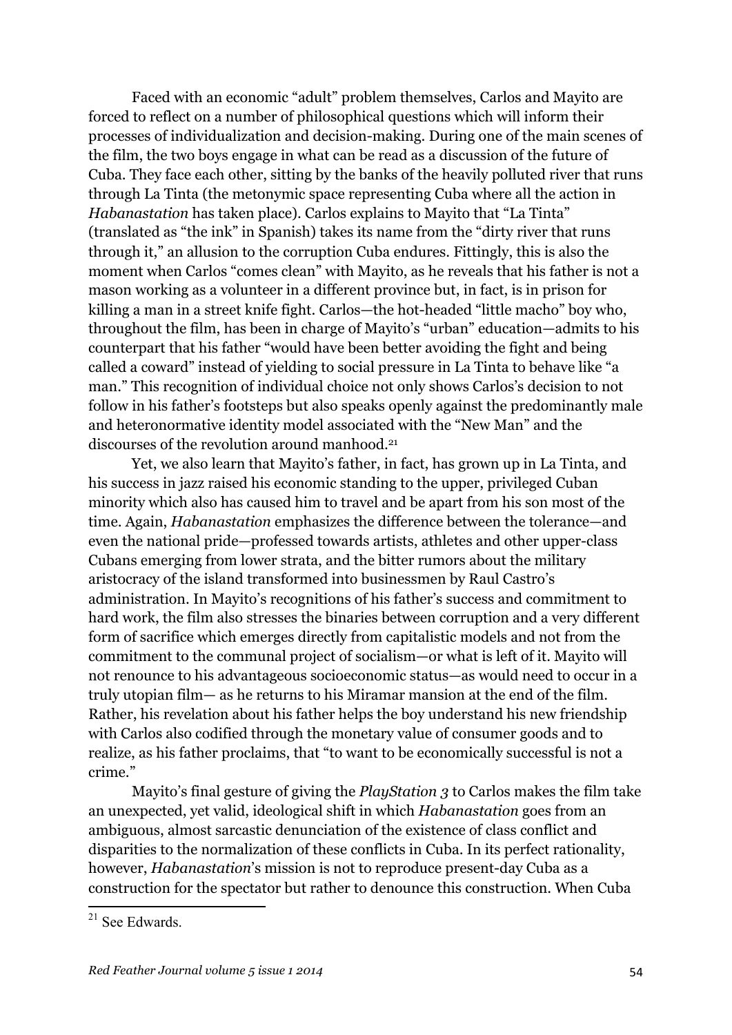Faced with an economic "adult" problem themselves, Carlos and Mayito are forced to reflect on a number of philosophical questions which will inform their processes of individualization and decision-making. During one of the main scenes of the film, the two boys engage in what can be read as a discussion of the future of Cuba. They face each other, sitting by the banks of the heavily polluted river that runs through La Tinta (the metonymic space representing Cuba where all the action in *Habanastation* has taken place). Carlos explains to Mayito that "La Tinta" (translated as "the ink" in Spanish) takes its name from the "dirty river that runs through it," an allusion to the corruption Cuba endures. Fittingly, this is also the moment when Carlos "comes clean" with Mayito, as he reveals that his father is not a mason working as a volunteer in a different province but, in fact, is in prison for killing a man in a street knife fight. Carlos—the hot-headed "little macho" boy who, throughout the film, has been in charge of Mayito's "urban" education—admits to his counterpart that his father "would have been better avoiding the fight and being called a coward" instead of yielding to social pressure in La Tinta to behave like "a man." This recognition of individual choice not only shows Carlos's decision to not follow in his father's footsteps but also speaks openly against the predominantly male and heteronormative identity model associated with the "New Man" and the discourses of the revolution around manhood.[21]

Yet, we also learn that Mayito's father, in fact, has grown up in La Tinta, and his success in jazz raised his economic standing to the upper, privileged Cuban minority which also has caused him to travel and be apart from his son most of the time. Again, *Habanastation* emphasizes the difference between the tolerance—and even the national pride—professed towards artists, athletes and other upper-class Cubans emerging from lower strata, and the bitter rumors about the military aristocracy of the island transformed into businessmen by Raul Castro's administration. In Mayito's recognitions of his father's success and commitment to hard work, the film also stresses the binaries between corruption and a very different form of sacrifice which emerges directly from capitalistic models and not from the commitment to the communal project of socialism—or what is left of it. Mayito will not renounce to his advantageous socioeconomic status—as would need to occur in a truly utopian film— as he returns to his Miramar mansion at the end of the film. Rather, his revelation about his father helps the boy understand his new friendship with Carlos also codified through the monetary value of consumer goods and to realize, as his father proclaims, that "to want to be economically successful is not a crime."

Mayito's final gesture of giving the *PlayStation 3* to Carlos makes the film take an unexpected, yet valid, ideological shift in which *Habanastation* goes from an ambiguous, almost sarcastic denunciation of the existence of class conflict and disparities to the normalization of these conflicts in Cuba. In its perfect rationality, however, *Habanastation*'s mission is not to reproduce present-day Cuba as a construction for the spectator but rather to denounce this construction. When Cuba

[21] See Edwards.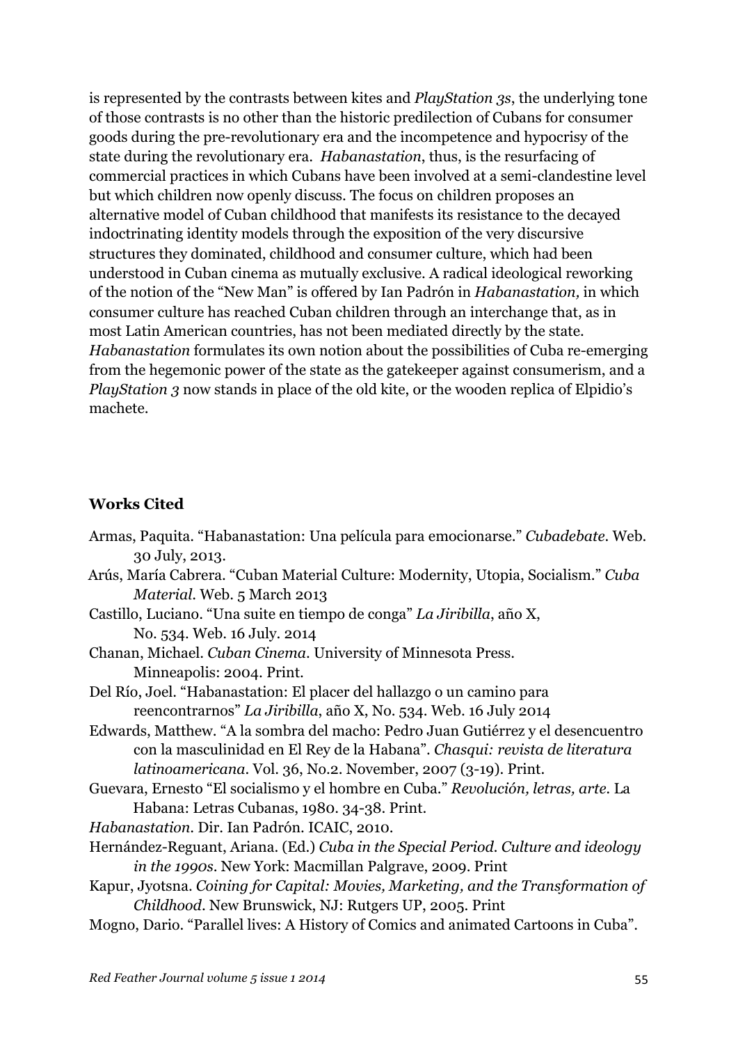is represented by the contrasts between kites and *PlayStation 3s*, the underlying tone of those contrasts is no other than the historic predilection of Cubans for consumer goods during the pre-revolutionary era and the incompetence and hypocrisy of the state during the revolutionary era. *Habanastation*, thus, is the resurfacing of commercial practices in which Cubans have been involved at a semi-clandestine level but which children now openly discuss. The focus on children proposes an alternative model of Cuban childhood that manifests its resistance to the decayed indoctrinating identity models through the exposition of the very discursive structures they dominated, childhood and consumer culture, which had been understood in Cuban cinema as mutually exclusive. A radical ideological reworking of the notion of the "New Man" is offered by Ian Padrón in *Habanastation,* in which consumer culture has reached Cuban children through an interchange that, as in most Latin American countries, has not been mediated directly by the state. *Habanastation* formulates its own notion about the possibilities of Cuba re-emerging from the hegemonic power of the state as the gatekeeper against consumerism, and a *PlayStation 3* now stands in place of the old kite, or the wooden replica of Elpidio's machete.

**Works Cited**

Armas, Paquita. "Habanastation: Una película para emocionarse." *Cubadebate*. Web. 30 July, 2013.

Arús, María Cabrera. "Cuban Material Culture: Modernity, Utopia, Socialism." *Cuba Material*. Web. 5 March 2013

Castillo, Luciano. "Una suite en tiempo de conga" *La Jiribilla*, año X, No. 534. Web. 16 July. 2014

Chanan, Michael. *Cuban Cinema*. University of Minnesota Press. Minneapolis: 2004. Print.

Del Río, Joel. "Habanastation: El placer del hallazgo o un camino para reencontrarnos" *La Jiribilla*, año X, No. 534. Web. 16 July 2014

Edwards, Matthew. "A la sombra del macho: Pedro Juan Gutiérrez y el desencuentro con la masculinidad en El Rey de la Habana". *Chasqui: revista de literatura latinoamericana*. Vol. 36, No.2. November, 2007 (3-19). Print.

Guevara, Ernesto "El socialismo y el hombre en Cuba." *Revolución, letras, arte*. La Habana: Letras Cubanas, 1980. 34-38. Print.

*Habanastation*. Dir. Ian Padrón. ICAIC, 2010.

Hernández-Reguant, Ariana. (Ed.) *Cuba in the Special Period. Culture and ideology in the 1990s*. New York: Macmillan Palgrave, 2009. Print

Kapur, Jyotsna. *Coining for Capital: Movies, Marketing, and the Transformation of Childhood*. New Brunswick, NJ: Rutgers UP, 2005. Print

Mogno, Dario. "Parallel lives: A History of Comics and animated Cartoons in Cuba".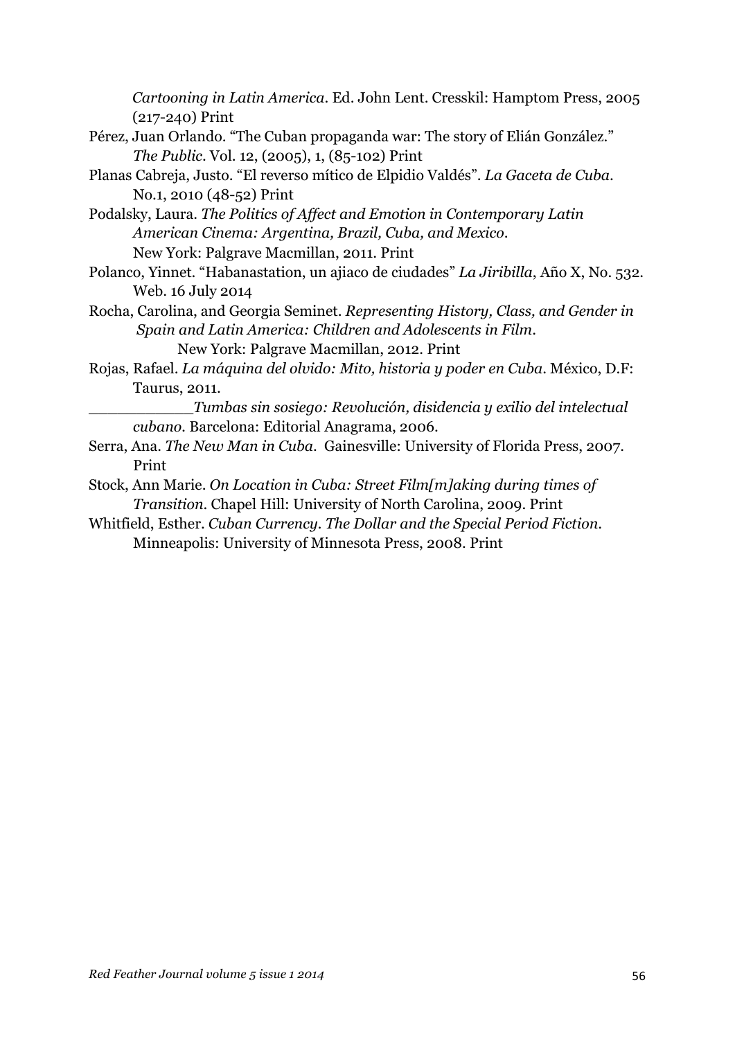*Cartooning in Latin America*. Ed. John Lent. Cresskil: Hamptom Press, 2005 (217-240) Print

Pérez, Juan Orlando. "The Cuban propaganda war: The story of Elián González." *The Public*. Vol. 12, (2005), 1, (85-102) Print

Planas Cabreja, Justo. "El reverso mítico de Elpidio Valdés". *La Gaceta de Cuba*. No.1, 2010 (48-52) Print

Podalsky, Laura. *The Politics of Affect and Emotion in Contemporary Latin American Cinema: Argentina, Brazil, Cuba, and Mexico*. New York: Palgrave Macmillan, 2011. Print

Polanco, Yinnet. "Habanastation, un ajiaco de ciudades" *La Jiribilla*, Año X, No. 532. Web. 16 July 2014

Rocha, Carolina, and Georgia Seminet. *Representing History, Class, and Gender in Spain and Latin America: Children and Adolescents in Film*. New York: Palgrave Macmillan, 2012. Print

Rojas, Rafael. *La máquina del olvido: Mito, historia y poder en Cuba*. México, D.F: Taurus, 2011.

___________*Tumbas sin sosiego: Revolución, disidencia y exilio del intelectual cubano*. Barcelona: Editorial Anagrama, 2006.

Serra, Ana. *The New Man in Cuba*. Gainesville: University of Florida Press, 2007. Print

Stock, Ann Marie. *On Location in Cuba: Street Film[m]aking during times of Transition*. Chapel Hill: University of North Carolina, 2009. Print

Whitfield, Esther. *Cuban Currency. The Dollar and the Special Period Fiction*. Minneapolis: University of Minnesota Press, 2008. Print